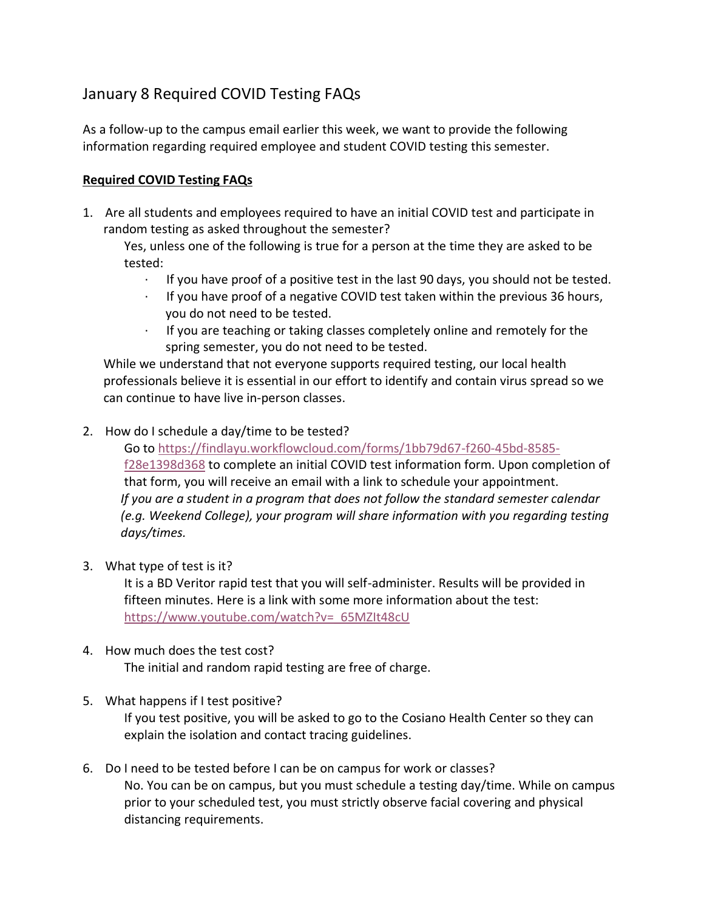# January 8 Required COVID Testing FAQs

As a follow-up to the campus email earlier this week, we want to provide the following information regarding required employee and student COVID testing this semester.

**Required COVID Testing FAQs**

1. Are all students and employees required to have an initial COVID test and participate in random testing as asked throughout the semester?

   Yes, unless one of the following is true for a person at the time they are asked to be tested:

   - If you have proof of a positive test in the last 90 days, you should not be tested.
   - If you have proof of a negative COVID test taken within the previous 36 hours, you do not need to be tested.
   - If you are teaching or taking classes completely online and remotely for the spring semester, you do not need to be tested.

   While we understand that not everyone supports required testing, our local health professionals believe it is essential in our effort to identify and contain virus spread so we can continue to have live in-person classes.

2. How do I schedule a day/time to be tested?

   Go to https://findlayu.workflowcloud.com/forms/1bb79d67-f260-45bd-8585-f28e1398d368 to complete an initial COVID test information form. Upon completion of that form, you will receive an email with a link to schedule your appointment.

   *If you are a student in a program that does not follow the standard semester calendar (e.g. Weekend College), your program will share information with you regarding testing days/times.*

3. What type of test is it?

   It is a BD Veritor rapid test that you will self-administer. Results will be provided in fifteen minutes. Here is a link with some more information about the test: https://www.youtube.com/watch?v=_65MZIt48cU

4. How much does the test cost?

   The initial and random rapid testing are free of charge.

5. What happens if I test positive?

   If you test positive, you will be asked to go to the Cosiano Health Center so they can explain the isolation and contact tracing guidelines.

6. Do I need to be tested before I can be on campus for work or classes?

   No. You can be on campus, but you must schedule a testing day/time. While on campus prior to your scheduled test, you must strictly observe facial covering and physical distancing requirements.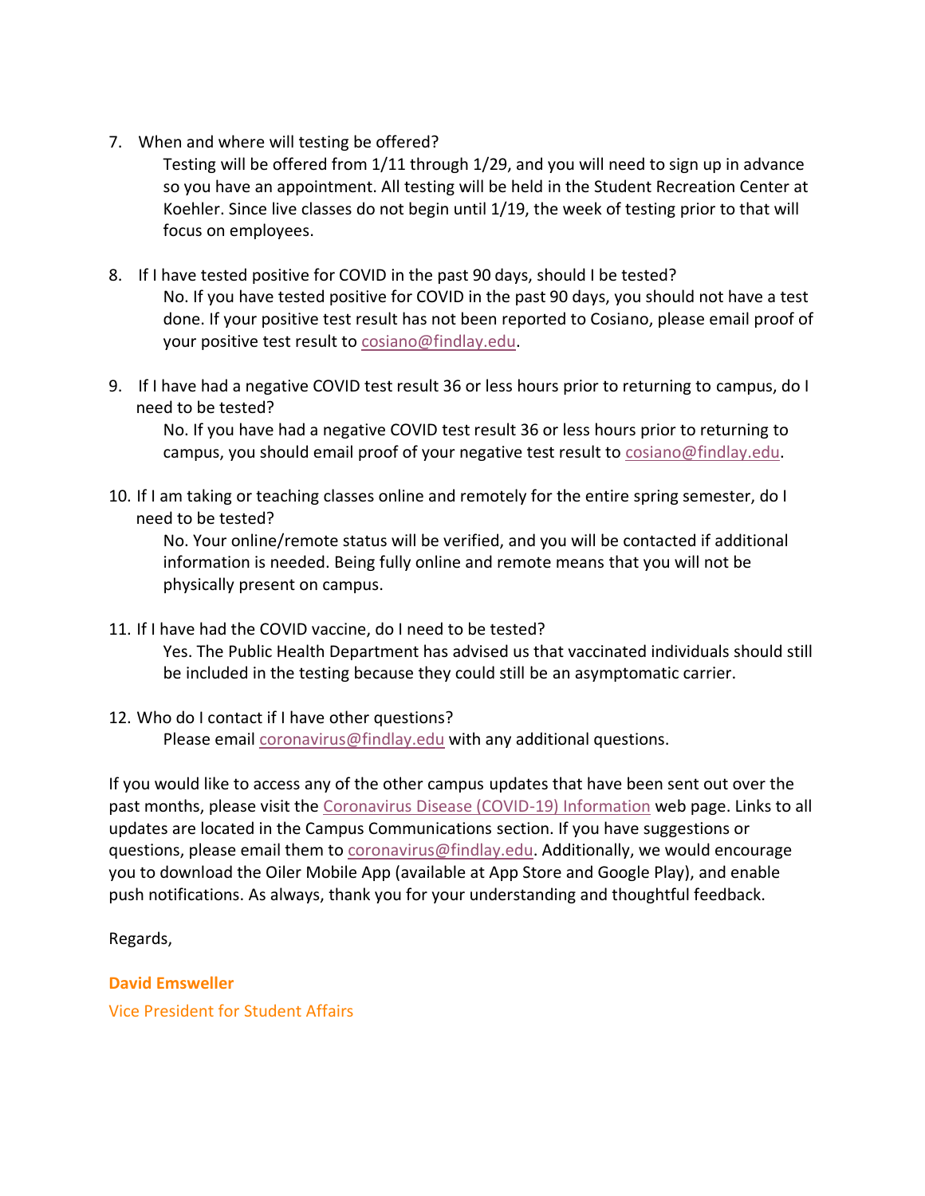7. When and where will testing be offered?

   Testing will be offered from 1/11 through 1/29, and you will need to sign up in advance so you have an appointment. All testing will be held in the Student Recreation Center at Koehler. Since live classes do not begin until 1/19, the week of testing prior to that will focus on employees.

8. If I have tested positive for COVID in the past 90 days, should I be tested?

   No. If you have tested positive for COVID in the past 90 days, you should not have a test done. If your positive test result has not been reported to Cosiano, please email proof of your positive test result to cosiano@findlay.edu.

9. If I have had a negative COVID test result 36 or less hours prior to returning to campus, do I need to be tested?

   No. If you have had a negative COVID test result 36 or less hours prior to returning to campus, you should email proof of your negative test result to cosiano@findlay.edu.

10. If I am taking or teaching classes online and remotely for the entire spring semester, do I need to be tested?

    No. Your online/remote status will be verified, and you will be contacted if additional information is needed. Being fully online and remote means that you will not be physically present on campus.

11. If I have had the COVID vaccine, do I need to be tested?

    Yes. The Public Health Department has advised us that vaccinated individuals should still be included in the testing because they could still be an asymptomatic carrier.

12. Who do I contact if I have other questions?

    Please email coronavirus@findlay.edu with any additional questions.

If you would like to access any of the other campus updates that have been sent out over the past months, please visit the Coronavirus Disease (COVID-19) Information web page. Links to all updates are located in the Campus Communications section. If you have suggestions or questions, please email them to coronavirus@findlay.edu. Additionally, we would encourage you to download the Oiler Mobile App (available at App Store and Google Play), and enable push notifications. As always, thank you for your understanding and thoughtful feedback.

Regards,

**David Emsweller**

Vice President for Student Affairs